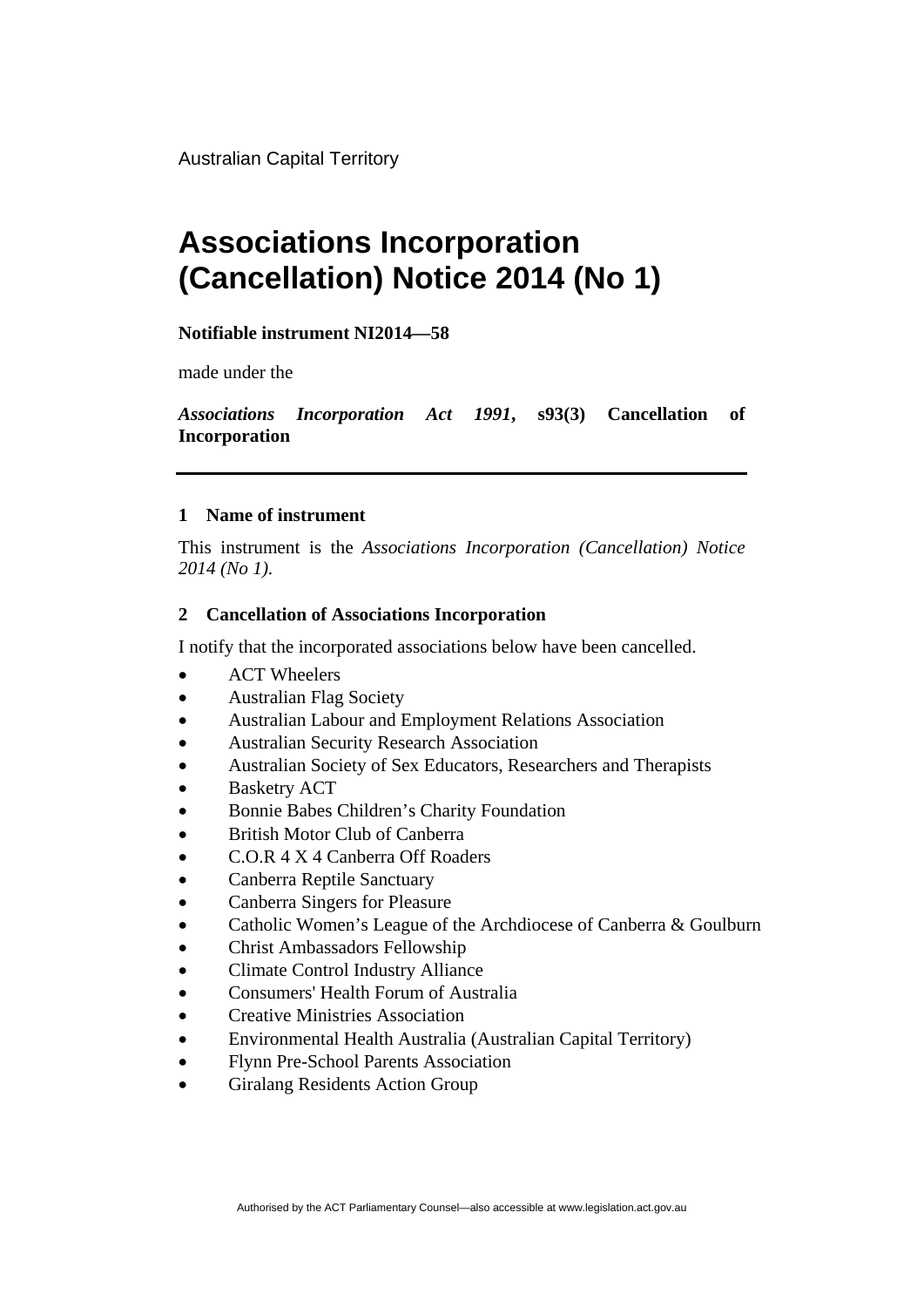Australian Capital Territory

# Associations Incorporation (Cancellation) Notice 2014 (No 1)

**Notifiable instrument NI2014—58**

made under the

***Associations Incorporation Act 1991*, s93(3) Cancellation of Incorporation**

---

### 1 Name of instrument

This instrument is the *Associations Incorporation (Cancellation) Notice 2014 (No 1)*.

### 2 Cancellation of Associations Incorporation

I notify that the incorporated associations below have been cancelled.

- ACT Wheelers
- Australian Flag Society
- Australian Labour and Employment Relations Association
- Australian Security Research Association
- Australian Society of Sex Educators, Researchers and Therapists
- Basketry ACT
- Bonnie Babes Children's Charity Foundation
- British Motor Club of Canberra
- C.O.R 4 X 4 Canberra Off Roaders
- Canberra Reptile Sanctuary
- Canberra Singers for Pleasure
- Catholic Women's League of the Archdiocese of Canberra & Goulburn
- Christ Ambassadors Fellowship
- Climate Control Industry Alliance
- Consumers' Health Forum of Australia
- Creative Ministries Association
- Environmental Health Australia (Australian Capital Territory)
- Flynn Pre-School Parents Association
- Giralang Residents Action Group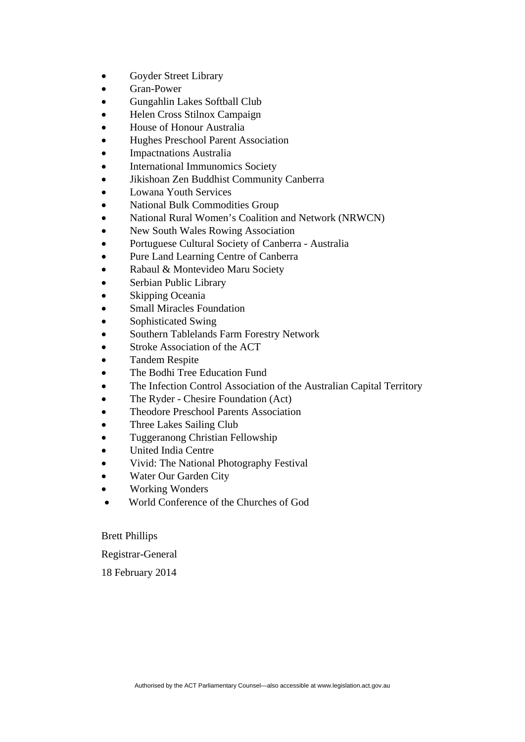- Goyder Street Library
- Gran-Power
- Gungahlin Lakes Softball Club
- Helen Cross Stilnox Campaign
- House of Honour Australia
- Hughes Preschool Parent Association
- Impactnations Australia
- International Immunomics Society
- Jikishoan Zen Buddhist Community Canberra
- Lowana Youth Services
- National Bulk Commodities Group
- National Rural Women's Coalition and Network (NRWCN)
- New South Wales Rowing Association
- Portuguese Cultural Society of Canberra - Australia
- Pure Land Learning Centre of Canberra
- Rabaul & Montevideo Maru Society
- Serbian Public Library
- Skipping Oceania
- Small Miracles Foundation
- Sophisticated Swing
- Southern Tablelands Farm Forestry Network
- Stroke Association of the ACT
- Tandem Respite
- The Bodhi Tree Education Fund
- The Infection Control Association of the Australian Capital Territory
- The Ryder - Chesire Foundation (Act)
- Theodore Preschool Parents Association
- Three Lakes Sailing Club
- Tuggeranong Christian Fellowship
- United India Centre
- Vivid: The National Photography Festival
- Water Our Garden City
- Working Wonders
- World Conference of the Churches of God

Brett Phillips

Registrar-General

18 February 2014